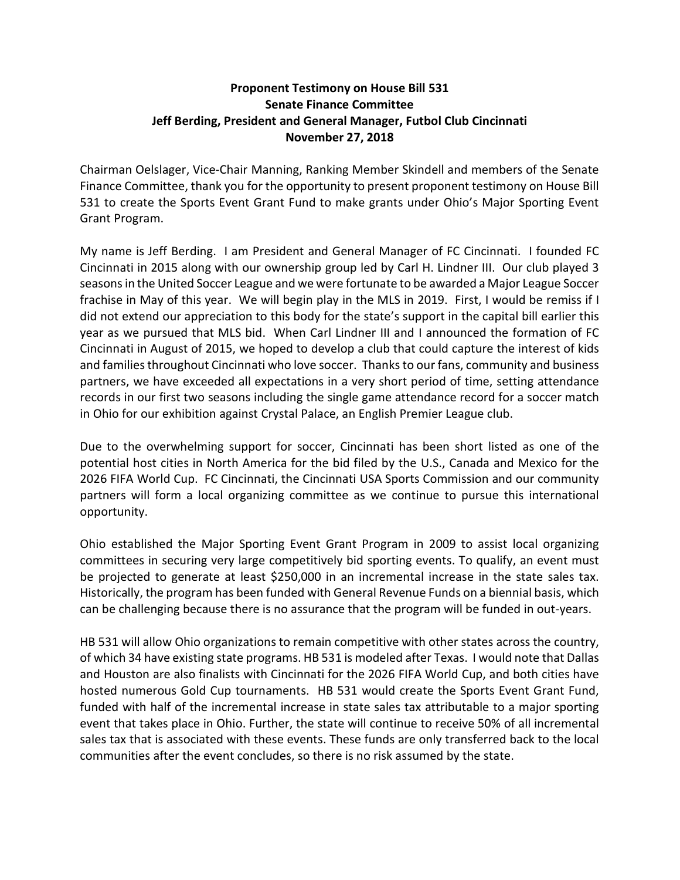**Proponent Testimony on House Bill 531**
**Senate Finance Committee**
**Jeff Berding, President and General Manager, Futbol Club Cincinnati**
**November 27, 2018**

Chairman Oelslager, Vice-Chair Manning, Ranking Member Skindell and members of the Senate Finance Committee, thank you for the opportunity to present proponent testimony on House Bill 531 to create the Sports Event Grant Fund to make grants under Ohio's Major Sporting Event Grant Program.

My name is Jeff Berding. I am President and General Manager of FC Cincinnati. I founded FC Cincinnati in 2015 along with our ownership group led by Carl H. Lindner III. Our club played 3 seasons in the United Soccer League and we were fortunate to be awarded a Major League Soccer frachise in May of this year. We will begin play in the MLS in 2019. First, I would be remiss if I did not extend our appreciation to this body for the state's support in the capital bill earlier this year as we pursued that MLS bid. When Carl Lindner III and I announced the formation of FC Cincinnati in August of 2015, we hoped to develop a club that could capture the interest of kids and families throughout Cincinnati who love soccer. Thanks to our fans, community and business partners, we have exceeded all expectations in a very short period of time, setting attendance records in our first two seasons including the single game attendance record for a soccer match in Ohio for our exhibition against Crystal Palace, an English Premier League club.

Due to the overwhelming support for soccer, Cincinnati has been short listed as one of the potential host cities in North America for the bid filed by the U.S., Canada and Mexico for the 2026 FIFA World Cup. FC Cincinnati, the Cincinnati USA Sports Commission and our community partners will form a local organizing committee as we continue to pursue this international opportunity.

Ohio established the Major Sporting Event Grant Program in 2009 to assist local organizing committees in securing very large competitively bid sporting events. To qualify, an event must be projected to generate at least $250,000 in an incremental increase in the state sales tax. Historically, the program has been funded with General Revenue Funds on a biennial basis, which can be challenging because there is no assurance that the program will be funded in out-years.

HB 531 will allow Ohio organizations to remain competitive with other states across the country, of which 34 have existing state programs. HB 531 is modeled after Texas. I would note that Dallas and Houston are also finalists with Cincinnati for the 2026 FIFA World Cup, and both cities have hosted numerous Gold Cup tournaments. HB 531 would create the Sports Event Grant Fund, funded with half of the incremental increase in state sales tax attributable to a major sporting event that takes place in Ohio. Further, the state will continue to receive 50% of all incremental sales tax that is associated with these events. These funds are only transferred back to the local communities after the event concludes, so there is no risk assumed by the state.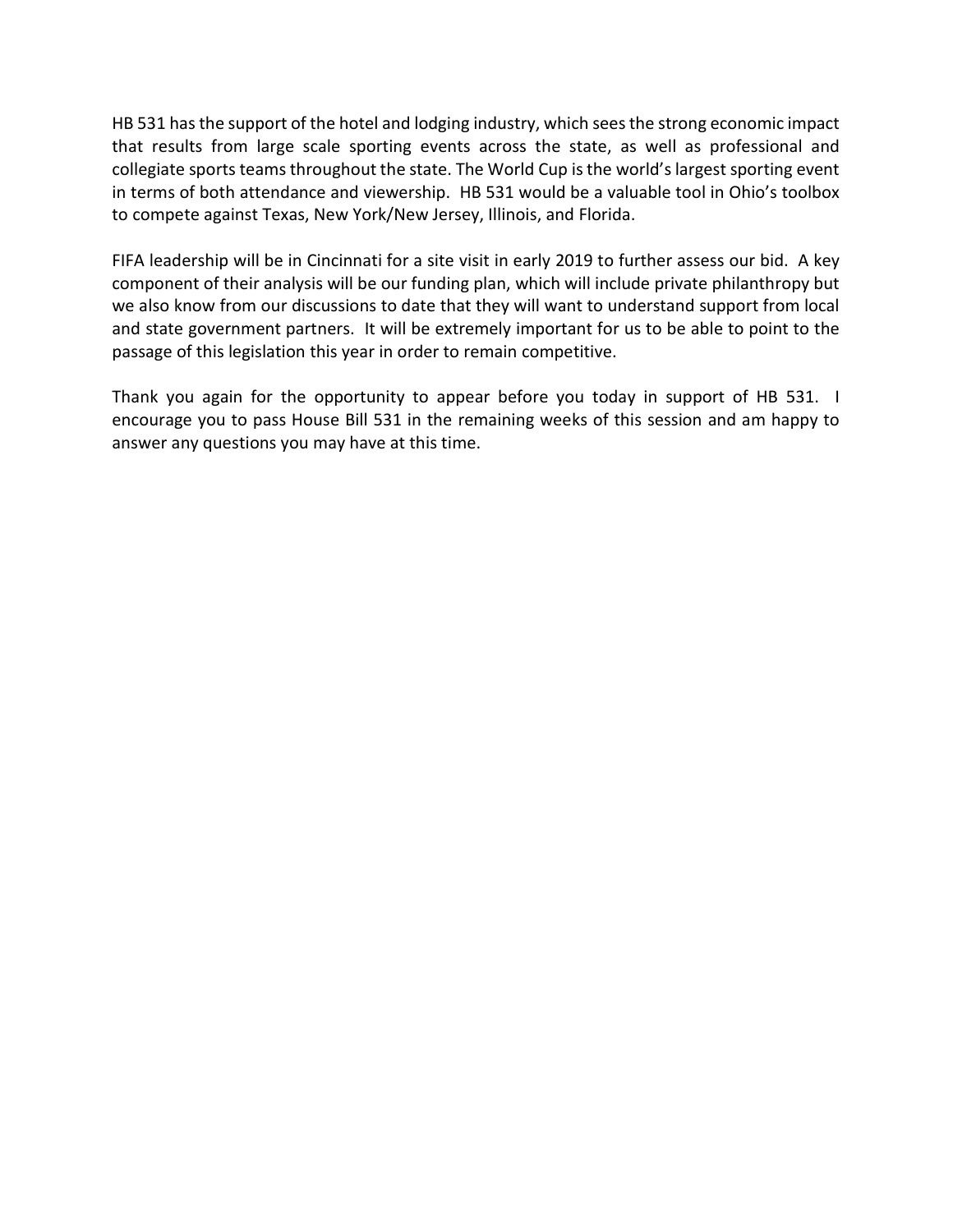HB 531 has the support of the hotel and lodging industry, which sees the strong economic impact that results from large scale sporting events across the state, as well as professional and collegiate sports teams throughout the state. The World Cup is the world's largest sporting event in terms of both attendance and viewership. HB 531 would be a valuable tool in Ohio's toolbox to compete against Texas, New York/New Jersey, Illinois, and Florida.

FIFA leadership will be in Cincinnati for a site visit in early 2019 to further assess our bid. A key component of their analysis will be our funding plan, which will include private philanthropy but we also know from our discussions to date that they will want to understand support from local and state government partners. It will be extremely important for us to be able to point to the passage of this legislation this year in order to remain competitive.

Thank you again for the opportunity to appear before you today in support of HB 531. I encourage you to pass House Bill 531 in the remaining weeks of this session and am happy to answer any questions you may have at this time.